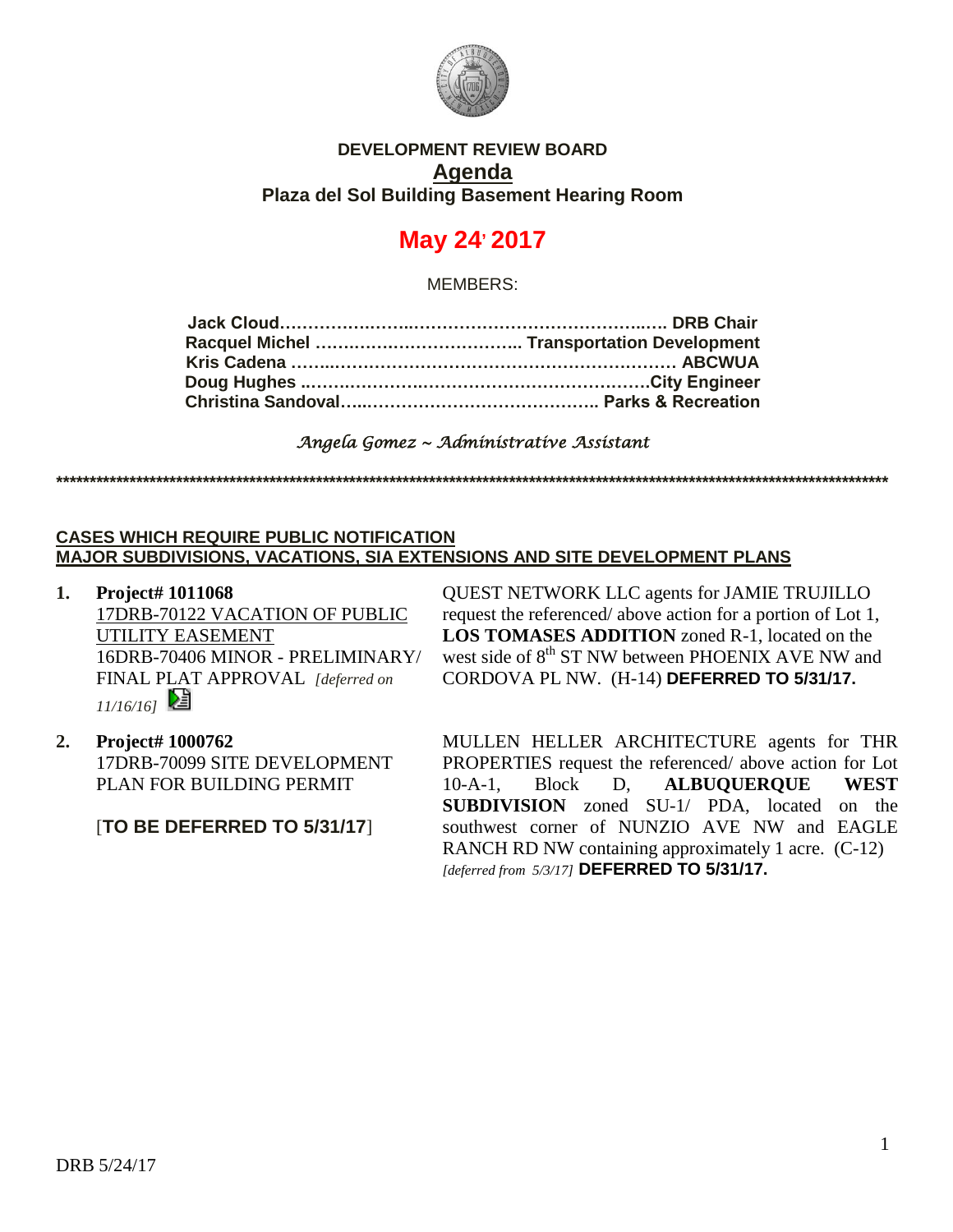**DEVELOPMENT REVIEW BOARD**

# Agenda

**Plaza del Sol Building Basement Hearing Room**

# May 24, 2017

MEMBERS:

**Jack Cloud……………………………………………………… DRB Chair**
**Racquel Michel ……………………………. Transportation Development**
**Kris Cadena ………………………………………………………… ABCWUA**
**Doug Hughes ……………………………………………………City Engineer**
**Christina Sandoval……………………………………. Parks & Recreation**

*Angela Gomez ~ Administrative Assistant*

**********************************************************************************************************

**CASES WHICH REQUIRE PUBLIC NOTIFICATION**
**MAJOR SUBDIVISIONS, VACATIONS, SIA EXTENSIONS AND SITE DEVELOPMENT PLANS**

1. **Project# 1011068**
   17DRB-70122 VACATION OF PUBLIC UTILITY EASEMENT
   16DRB-70406 MINOR - PRELIMINARY/ FINAL PLAT APPROVAL *[deferred on 11/16/16]*

   QUEST NETWORK LLC agents for JAMIE TRUJILLO request the referenced/ above action for a portion of Lot 1, **LOS TOMASES ADDITION** zoned R-1, located on the west side of 8th ST NW between PHOENIX AVE NW and CORDOVA PL NW. (H-14) **DEFERRED TO 5/31/17.**

2. **Project# 1000762**
   17DRB-70099 SITE DEVELOPMENT PLAN FOR BUILDING PERMIT

   [**TO BE DEFERRED TO 5/31/17**]

   MULLEN HELLER ARCHITECTURE agents for THR PROPERTIES request the referenced/ above action for Lot 10-A-1, Block D, **ALBUQUERQUE WEST SUBDIVISION** zoned SU-1/ PDA, located on the southwest corner of NUNZIO AVE NW and EAGLE RANCH RD NW containing approximately 1 acre. (C-12) *[deferred from 5/3/17]* **DEFERRED TO 5/31/17.**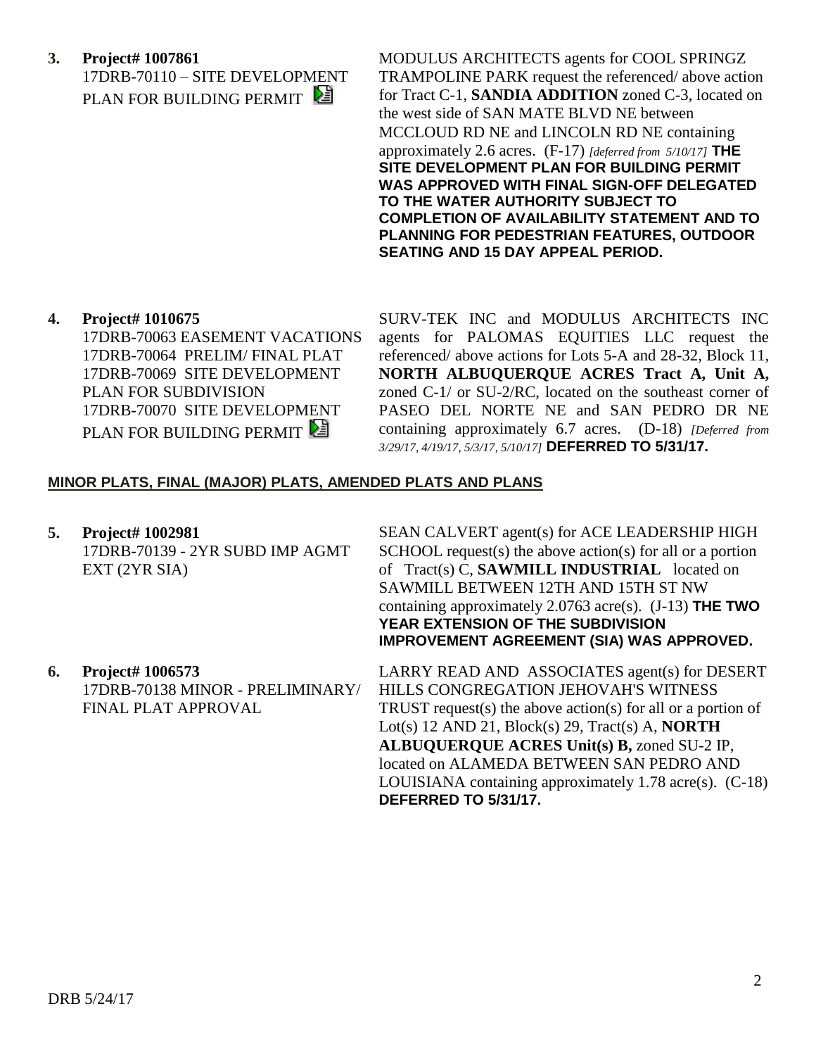**3. Project# 1007861**
17DRB-70110 – SITE DEVELOPMENT PLAN FOR BUILDING PERMIT

MODULUS ARCHITECTS agents for COOL SPRINGZ TRAMPOLINE PARK request the referenced/ above action for Tract C-1, **SANDIA ADDITION** zoned C-3, located on the west side of SAN MATE BLVD NE between MCCLOUD RD NE and LINCOLN RD NE containing approximately 2.6 acres. (F-17) *[deferred from 5/10/17]* **THE SITE DEVELOPMENT PLAN FOR BUILDING PERMIT WAS APPROVED WITH FINAL SIGN-OFF DELEGATED TO THE WATER AUTHORITY SUBJECT TO COMPLETION OF AVAILABILITY STATEMENT AND TO PLANNING FOR PEDESTRIAN FEATURES, OUTDOOR SEATING AND 15 DAY APPEAL PERIOD.**

**4. Project# 1010675**
17DRB-70063 EASEMENT VACATIONS
17DRB-70064 PRELIM/ FINAL PLAT
17DRB-70069 SITE DEVELOPMENT PLAN FOR SUBDIVISION
17DRB-70070 SITE DEVELOPMENT PLAN FOR BUILDING PERMIT

SURV-TEK INC and MODULUS ARCHITECTS INC agents for PALOMAS EQUITIES LLC request the referenced/ above actions for Lots 5-A and 28-32, Block 11, **NORTH ALBUQUERQUE ACRES Tract A, Unit A,** zoned C-1/ or SU-2/RC, located on the southeast corner of PASEO DEL NORTE NE and SAN PEDRO DR NE containing approximately 6.7 acres. (D-18) *[Deferred from 3/29/17, 4/19/17, 5/3/17, 5/10/17]* **DEFERRED TO 5/31/17.**

## MINOR PLATS, FINAL (MAJOR) PLATS, AMENDED PLATS AND PLANS

**5. Project# 1002981**
17DRB-70139 - 2YR SUBD IMP AGMT EXT (2YR SIA)

SEAN CALVERT agent(s) for ACE LEADERSHIP HIGH SCHOOL request(s) the above action(s) for all or a portion of Tract(s) C, **SAWMILL INDUSTRIAL** located on SAWMILL BETWEEN 12TH AND 15TH ST NW containing approximately 2.0763 acre(s). (J-13) **THE TWO YEAR EXTENSION OF THE SUBDIVISION IMPROVEMENT AGREEMENT (SIA) WAS APPROVED.**

**6. Project# 1006573**
17DRB-70138 MINOR - PRELIMINARY/ FINAL PLAT APPROVAL

LARRY READ AND ASSOCIATES agent(s) for DESERT HILLS CONGREGATION JEHOVAH'S WITNESS TRUST request(s) the above action(s) for all or a portion of Lot(s) 12 AND 21, Block(s) 29, Tract(s) A, **NORTH ALBUQUERQUE ACRES Unit(s) B,** zoned SU-2 IP, located on ALAMEDA BETWEEN SAN PEDRO AND LOUISIANA containing approximately 1.78 acre(s). (C-18) **DEFERRED TO 5/31/17.**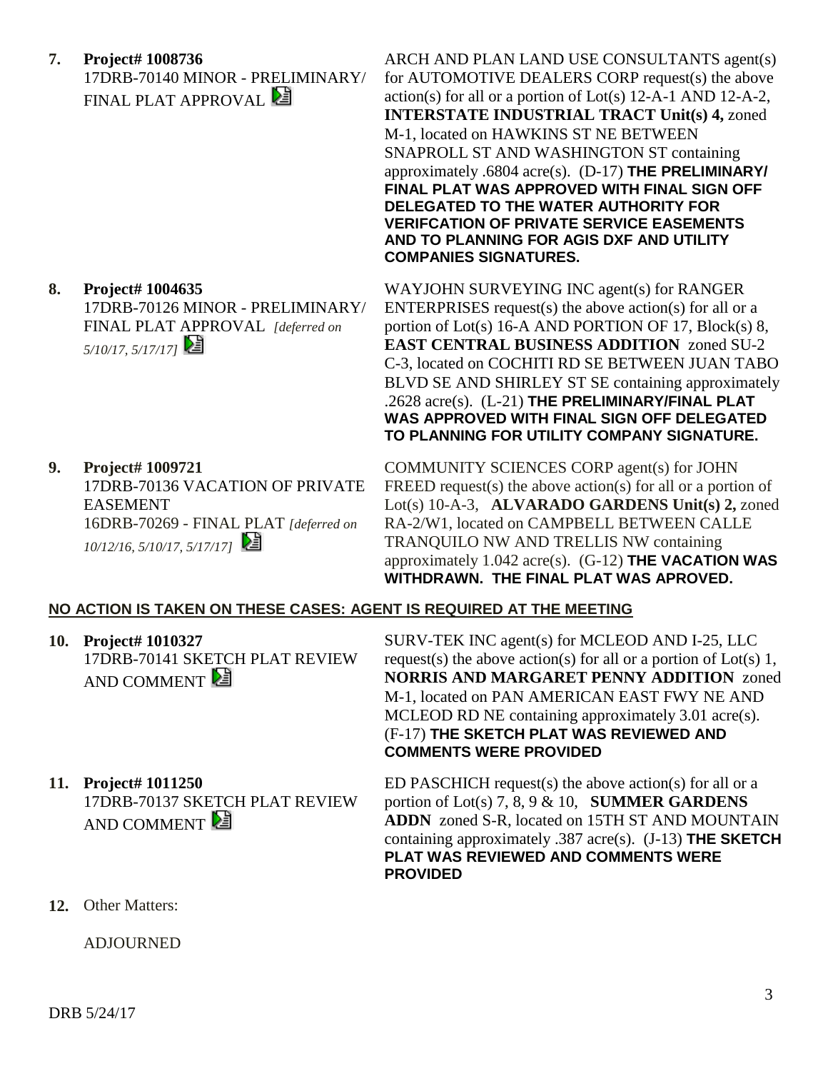**7. Project# 1008736**
17DRB-70140 MINOR - PRELIMINARY/ FINAL PLAT APPROVAL

ARCH AND PLAN LAND USE CONSULTANTS agent(s) for AUTOMOTIVE DEALERS CORP request(s) the above action(s) for all or a portion of Lot(s) 12-A-1 AND 12-A-2, **INTERSTATE INDUSTRIAL TRACT Unit(s) 4,** zoned M-1, located on HAWKINS ST NE BETWEEN SNAPROLL ST AND WASHINGTON ST containing approximately .6804 acre(s). (D-17) **THE PRELIMINARY/ FINAL PLAT WAS APPROVED WITH FINAL SIGN OFF DELEGATED TO THE WATER AUTHORITY FOR VERIFCATION OF PRIVATE SERVICE EASEMENTS AND TO PLANNING FOR AGIS DXF AND UTILITY COMPANIES SIGNATURES.**

**8. Project# 1004635**
17DRB-70126 MINOR - PRELIMINARY/ FINAL PLAT APPROVAL *[deferred on 5/10/17, 5/17/17]*

WAYJOHN SURVEYING INC agent(s) for RANGER ENTERPRISES request(s) the above action(s) for all or a portion of Lot(s) 16-A AND PORTION OF 17, Block(s) 8, **EAST CENTRAL BUSINESS ADDITION** zoned SU-2 C-3, located on COCHITI RD SE BETWEEN JUAN TABO BLVD SE AND SHIRLEY ST SE containing approximately .2628 acre(s). (L-21) **THE PRELIMINARY/FINAL PLAT WAS APPROVED WITH FINAL SIGN OFF DELEGATED TO PLANNING FOR UTILITY COMPANY SIGNATURE.**

**9. Project# 1009721**
17DRB-70136 VACATION OF PRIVATE EASEMENT
16DRB-70269 - FINAL PLAT *[deferred on 10/12/16, 5/10/17, 5/17/17]*

COMMUNITY SCIENCES CORP agent(s) for JOHN FREED request(s) the above action(s) for all or a portion of Lot(s) 10-A-3, **ALVARADO GARDENS Unit(s) 2,** zoned RA-2/W1, located on CAMPBELL BETWEEN CALLE TRANQUILO NW AND TRELLIS NW containing approximately 1.042 acre(s). (G-12) **THE VACATION WAS WITHDRAWN. THE FINAL PLAT WAS APROVED.**

**NO ACTION IS TAKEN ON THESE CASES: AGENT IS REQUIRED AT THE MEETING**

**10. Project# 1010327**
17DRB-70141 SKETCH PLAT REVIEW AND COMMENT

SURV-TEK INC agent(s) for MCLEOD AND I-25, LLC request(s) the above action(s) for all or a portion of Lot(s) 1, **NORRIS AND MARGARET PENNY ADDITION** zoned M-1, located on PAN AMERICAN EAST FWY NE AND MCLEOD RD NE containing approximately 3.01 acre(s). (F-17) **THE SKETCH PLAT WAS REVIEWED AND COMMENTS WERE PROVIDED**

**11. Project# 1011250**
17DRB-70137 SKETCH PLAT REVIEW AND COMMENT

ED PASCHICH request(s) the above action(s) for all or a portion of Lot(s) 7, 8, 9 & 10, **SUMMER GARDENS ADDN** zoned S-R, located on 15TH ST AND MOUNTAIN containing approximately .387 acre(s). (J-13) **THE SKETCH PLAT WAS REVIEWED AND COMMENTS WERE PROVIDED**

**12.** Other Matters:

ADJOURNED

DRB 5/24/17